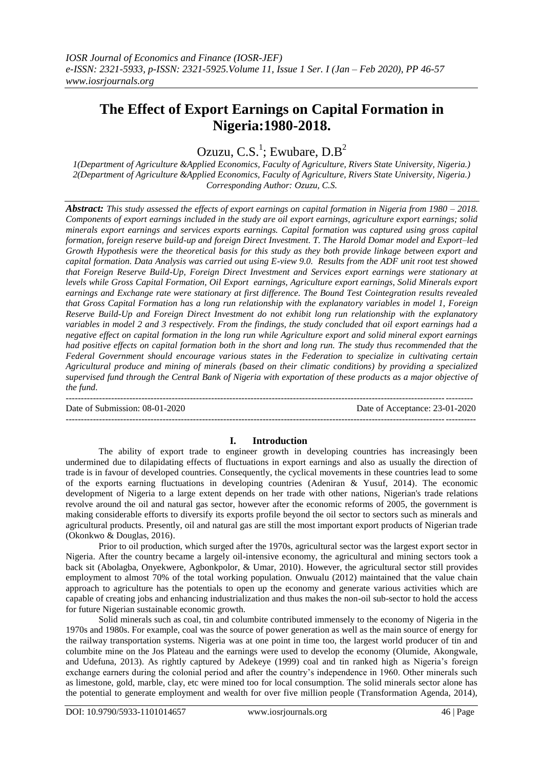# The Effect of Export Earnings on Capital Formation in Nigeria:1980-2018.

Ozuzu, C.S.[1]; Ewubare, D.B[2]

*1(Department of Agriculture &Applied Economics, Faculty of Agriculture, Rivers State University, Nigeria.)*
*2(Department of Agriculture &Applied Economics, Faculty of Agriculture, Rivers State University, Nigeria.)*
*Corresponding Author: Ozuzu, C.S.*

***Abstract:*** *This study assessed the effects of export earnings on capital formation in Nigeria from 1980 – 2018. Components of export earnings included in the study are oil export earnings, agriculture export earnings; solid minerals export earnings and services exports earnings. Capital formation was captured using gross capital formation, foreign reserve build-up and foreign Direct Investment. T. The Harold Domar model and Export–led Growth Hypothesis were the theoretical basis for this study as they both provide linkage between export and capital formation. Data Analysis was carried out using E-view 9.0. Results from the ADF unit root test showed that Foreign Reserve Build-Up, Foreign Direct Investment and Services export earnings were stationary at levels while Gross Capital Formation, Oil Export earnings, Agriculture export earnings, Solid Minerals export earnings and Exchange rate were stationary at first difference. The Bound Test Cointegration results revealed that Gross Capital Formation has a long run relationship with the explanatory variables in model 1, Foreign Reserve Build-Up and Foreign Direct Investment do not exhibit long run relationship with the explanatory variables in model 2 and 3 respectively. From the findings, the study concluded that oil export earnings had a negative effect on capital formation in the long run while Agriculture export and solid mineral export earnings had positive effects on capital formation both in the short and long run. The study thus recommended that the Federal Government should encourage various states in the Federation to specialize in cultivating certain Agricultural produce and mining of minerals (based on their climatic conditions) by providing a specialized supervised fund through the Central Bank of Nigeria with exportation of these products as a major objective of the fund.*

---

Date of Submission: 08-01-2020 Date of Acceptance: 23-01-2020

---

## I. Introduction

The ability of export trade to engineer growth in developing countries has increasingly been undermined due to dilapidating effects of fluctuations in export earnings and also as usually the direction of trade is in favour of developed countries. Consequently, the cyclical movements in these countries lead to some of the exports earning fluctuations in developing countries (Adeniran & Yusuf, 2014). The economic development of Nigeria to a large extent depends on her trade with other nations, Nigerian's trade relations revolve around the oil and natural gas sector, however after the economic reforms of 2005, the government is making considerable efforts to diversify its exports profile beyond the oil sector to sectors such as minerals and agricultural products. Presently, oil and natural gas are still the most important export products of Nigerian trade (Okonkwo & Douglas, 2016).

Prior to oil production, which surged after the 1970s, agricultural sector was the largest export sector in Nigeria. After the country became a largely oil-intensive economy, the agricultural and mining sectors took a back sit (Abolagba, Onyekwere, Agbonkpolor, & Umar, 2010). However, the agricultural sector still provides employment to almost 70% of the total working population. Onwualu (2012) maintained that the value chain approach to agriculture has the potentials to open up the economy and generate various activities which are capable of creating jobs and enhancing industrialization and thus makes the non-oil sub-sector to hold the access for future Nigerian sustainable economic growth.

Solid minerals such as coal, tin and columbite contributed immensely to the economy of Nigeria in the 1970s and 1980s. For example, coal was the source of power generation as well as the main source of energy for the railway transportation systems. Nigeria was at one point in time too, the largest world producer of tin and columbite mine on the Jos Plateau and the earnings were used to develop the economy (Olumide, Akongwale, and Udefuna, 2013). As rightly captured by Adekeye (1999) coal and tin ranked high as Nigeria's foreign exchange earners during the colonial period and after the country's independence in 1960. Other minerals such as limestone, gold, marble, clay, etc were mined too for local consumption. The solid minerals sector alone has the potential to generate employment and wealth for over five million people (Transformation Agenda, 2014),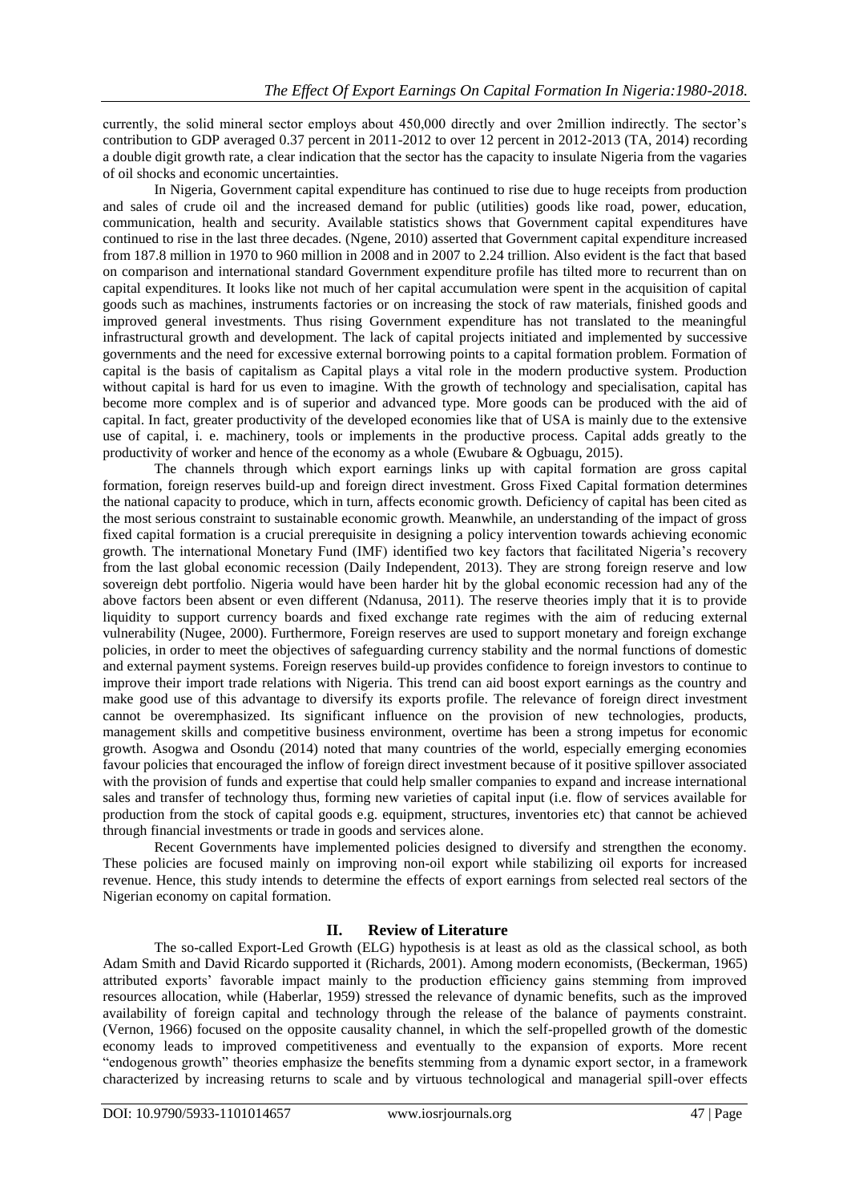currently, the solid mineral sector employs about 450,000 directly and over 2million indirectly. The sector's contribution to GDP averaged 0.37 percent in 2011-2012 to over 12 percent in 2012-2013 (TA, 2014) recording a double digit growth rate, a clear indication that the sector has the capacity to insulate Nigeria from the vagaries of oil shocks and economic uncertainties.

In Nigeria, Government capital expenditure has continued to rise due to huge receipts from production and sales of crude oil and the increased demand for public (utilities) goods like road, power, education, communication, health and security. Available statistics shows that Government capital expenditures have continued to rise in the last three decades. (Ngene, 2010) asserted that Government capital expenditure increased from 187.8 million in 1970 to 960 million in 2008 and in 2007 to 2.24 trillion. Also evident is the fact that based on comparison and international standard Government expenditure profile has tilted more to recurrent than on capital expenditures. It looks like not much of her capital accumulation were spent in the acquisition of capital goods such as machines, instruments factories or on increasing the stock of raw materials, finished goods and improved general investments. Thus rising Government expenditure has not translated to the meaningful infrastructural growth and development. The lack of capital projects initiated and implemented by successive governments and the need for excessive external borrowing points to a capital formation problem. Formation of capital is the basis of capitalism as Capital plays a vital role in the modern productive system. Production without capital is hard for us even to imagine. With the growth of technology and specialisation, capital has become more complex and is of superior and advanced type. More goods can be produced with the aid of capital. In fact, greater productivity of the developed economies like that of USA is mainly due to the extensive use of capital, i. e. machinery, tools or implements in the productive process. Capital adds greatly to the productivity of worker and hence of the economy as a whole (Ewubare & Ogbuagu, 2015).

The channels through which export earnings links up with capital formation are gross capital formation, foreign reserves build-up and foreign direct investment. Gross Fixed Capital formation determines the national capacity to produce, which in turn, affects economic growth. Deficiency of capital has been cited as the most serious constraint to sustainable economic growth. Meanwhile, an understanding of the impact of gross fixed capital formation is a crucial prerequisite in designing a policy intervention towards achieving economic growth. The international Monetary Fund (IMF) identified two key factors that facilitated Nigeria's recovery from the last global economic recession (Daily Independent, 2013). They are strong foreign reserve and low sovereign debt portfolio. Nigeria would have been harder hit by the global economic recession had any of the above factors been absent or even different (Ndanusa, 2011). The reserve theories imply that it is to provide liquidity to support currency boards and fixed exchange rate regimes with the aim of reducing external vulnerability (Nugee, 2000). Furthermore, Foreign reserves are used to support monetary and foreign exchange policies, in order to meet the objectives of safeguarding currency stability and the normal functions of domestic and external payment systems. Foreign reserves build-up provides confidence to foreign investors to continue to improve their import trade relations with Nigeria. This trend can aid boost export earnings as the country and make good use of this advantage to diversify its exports profile. The relevance of foreign direct investment cannot be overemphasized. Its significant influence on the provision of new technologies, products, management skills and competitive business environment, overtime has been a strong impetus for economic growth. Asogwa and Osondu (2014) noted that many countries of the world, especially emerging economies favour policies that encouraged the inflow of foreign direct investment because of it positive spillover associated with the provision of funds and expertise that could help smaller companies to expand and increase international sales and transfer of technology thus, forming new varieties of capital input (i.e. flow of services available for production from the stock of capital goods e.g. equipment, structures, inventories etc) that cannot be achieved through financial investments or trade in goods and services alone.

Recent Governments have implemented policies designed to diversify and strengthen the economy. These policies are focused mainly on improving non-oil export while stabilizing oil exports for increased revenue. Hence, this study intends to determine the effects of export earnings from selected real sectors of the Nigerian economy on capital formation.

## II. Review of Literature

The so-called Export-Led Growth (ELG) hypothesis is at least as old as the classical school, as both Adam Smith and David Ricardo supported it (Richards, 2001). Among modern economists, (Beckerman, 1965) attributed exports' favorable impact mainly to the production efficiency gains stemming from improved resources allocation, while (Haberlar, 1959) stressed the relevance of dynamic benefits, such as the improved availability of foreign capital and technology through the release of the balance of payments constraint. (Vernon, 1966) focused on the opposite causality channel, in which the self-propelled growth of the domestic economy leads to improved competitiveness and eventually to the expansion of exports. More recent "endogenous growth" theories emphasize the benefits stemming from a dynamic export sector, in a framework characterized by increasing returns to scale and by virtuous technological and managerial spill-over effects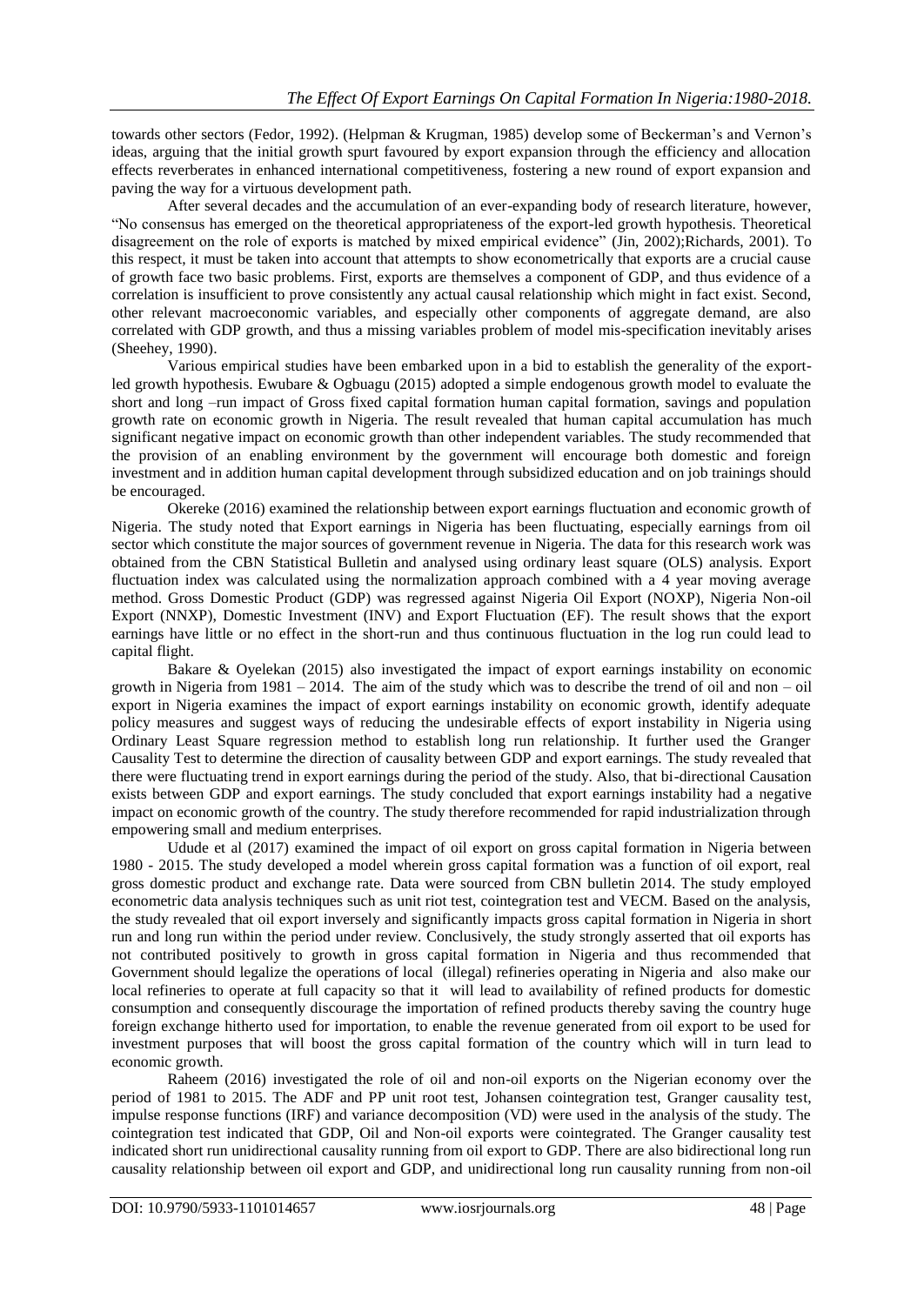towards other sectors (Fedor, 1992). (Helpman & Krugman, 1985) develop some of Beckerman's and Vernon's ideas, arguing that the initial growth spurt favoured by export expansion through the efficiency and allocation effects reverberates in enhanced international competitiveness, fostering a new round of export expansion and paving the way for a virtuous development path.

After several decades and the accumulation of an ever-expanding body of research literature, however, "No consensus has emerged on the theoretical appropriateness of the export-led growth hypothesis. Theoretical disagreement on the role of exports is matched by mixed empirical evidence" (Jin, 2002);Richards, 2001). To this respect, it must be taken into account that attempts to show econometrically that exports are a crucial cause of growth face two basic problems. First, exports are themselves a component of GDP, and thus evidence of a correlation is insufficient to prove consistently any actual causal relationship which might in fact exist. Second, other relevant macroeconomic variables, and especially other components of aggregate demand, are also correlated with GDP growth, and thus a missing variables problem of model mis-specification inevitably arises (Sheehey, 1990).

Various empirical studies have been embarked upon in a bid to establish the generality of the export-led growth hypothesis. Ewubare & Ogbuagu (2015) adopted a simple endogenous growth model to evaluate the short and long –run impact of Gross fixed capital formation human capital formation, savings and population growth rate on economic growth in Nigeria. The result revealed that human capital accumulation has much significant negative impact on economic growth than other independent variables. The study recommended that the provision of an enabling environment by the government will encourage both domestic and foreign investment and in addition human capital development through subsidized education and on job trainings should be encouraged.

Okereke (2016) examined the relationship between export earnings fluctuation and economic growth of Nigeria. The study noted that Export earnings in Nigeria has been fluctuating, especially earnings from oil sector which constitute the major sources of government revenue in Nigeria. The data for this research work was obtained from the CBN Statistical Bulletin and analysed using ordinary least square (OLS) analysis. Export fluctuation index was calculated using the normalization approach combined with a 4 year moving average method. Gross Domestic Product (GDP) was regressed against Nigeria Oil Export (NOXP), Nigeria Non-oil Export (NNXP), Domestic Investment (INV) and Export Fluctuation (EF). The result shows that the export earnings have little or no effect in the short-run and thus continuous fluctuation in the log run could lead to capital flight.

Bakare & Oyelekan (2015) also investigated the impact of export earnings instability on economic growth in Nigeria from 1981 – 2014. The aim of the study which was to describe the trend of oil and non – oil export in Nigeria examines the impact of export earnings instability on economic growth, identify adequate policy measures and suggest ways of reducing the undesirable effects of export instability in Nigeria using Ordinary Least Square regression method to establish long run relationship. It further used the Granger Causality Test to determine the direction of causality between GDP and export earnings. The study revealed that there were fluctuating trend in export earnings during the period of the study. Also, that bi-directional Causation exists between GDP and export earnings. The study concluded that export earnings instability had a negative impact on economic growth of the country. The study therefore recommended for rapid industrialization through empowering small and medium enterprises.

Udude et al (2017) examined the impact of oil export on gross capital formation in Nigeria between 1980 - 2015. The study developed a model wherein gross capital formation was a function of oil export, real gross domestic product and exchange rate. Data were sourced from CBN bulletin 2014. The study employed econometric data analysis techniques such as unit riot test, cointegration test and VECM. Based on the analysis, the study revealed that oil export inversely and significantly impacts gross capital formation in Nigeria in short run and long run within the period under review. Conclusively, the study strongly asserted that oil exports has not contributed positively to growth in gross capital formation in Nigeria and thus recommended that Government should legalize the operations of local (illegal) refineries operating in Nigeria and also make our local refineries to operate at full capacity so that it will lead to availability of refined products for domestic consumption and consequently discourage the importation of refined products thereby saving the country huge foreign exchange hitherto used for importation, to enable the revenue generated from oil export to be used for investment purposes that will boost the gross capital formation of the country which will in turn lead to economic growth.

Raheem (2016) investigated the role of oil and non-oil exports on the Nigerian economy over the period of 1981 to 2015. The ADF and PP unit root test, Johansen cointegration test, Granger causality test, impulse response functions (IRF) and variance decomposition (VD) were used in the analysis of the study. The cointegration test indicated that GDP, Oil and Non-oil exports were cointegrated. The Granger causality test indicated short run unidirectional causality running from oil export to GDP. There are also bidirectional long run causality relationship between oil export and GDP, and unidirectional long run causality running from non-oil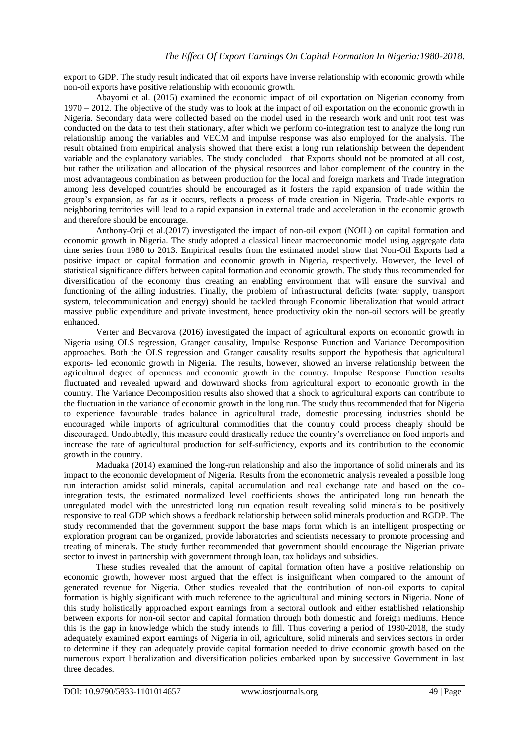export to GDP. The study result indicated that oil exports have inverse relationship with economic growth while non-oil exports have positive relationship with economic growth.

Abayomi et al. (2015) examined the economic impact of oil exportation on Nigerian economy from 1970 – 2012. The objective of the study was to look at the impact of oil exportation on the economic growth in Nigeria. Secondary data were collected based on the model used in the research work and unit root test was conducted on the data to test their stationary, after which we perform co-integration test to analyze the long run relationship among the variables and VECM and impulse response was also employed for the analysis. The result obtained from empirical analysis showed that there exist a long run relationship between the dependent variable and the explanatory variables. The study concluded that Exports should not be promoted at all cost, but rather the utilization and allocation of the physical resources and labor complement of the country in the most advantageous combination as between production for the local and foreign markets and Trade integration among less developed countries should be encouraged as it fosters the rapid expansion of trade within the group's expansion, as far as it occurs, reflects a process of trade creation in Nigeria. Trade-able exports to neighboring territories will lead to a rapid expansion in external trade and acceleration in the economic growth and therefore should be encourage.

Anthony-Orji et al.(2017) investigated the impact of non-oil export (NOIL) on capital formation and economic growth in Nigeria. The study adopted a classical linear macroeconomic model using aggregate data time series from 1980 to 2013. Empirical results from the estimated model show that Non-Oil Exports had a positive impact on capital formation and economic growth in Nigeria, respectively. However, the level of statistical significance differs between capital formation and economic growth. The study thus recommended for diversification of the economy thus creating an enabling environment that will ensure the survival and functioning of the ailing industries. Finally, the problem of infrastructural deficits (water supply, transport system, telecommunication and energy) should be tackled through Economic liberalization that would attract massive public expenditure and private investment, hence productivity okin the non-oil sectors will be greatly enhanced.

Verter and Becvarova (2016) investigated the impact of agricultural exports on economic growth in Nigeria using OLS regression, Granger causality, Impulse Response Function and Variance Decomposition approaches. Both the OLS regression and Granger causality results support the hypothesis that agricultural exports- led economic growth in Nigeria. The results, however, showed an inverse relationship between the agricultural degree of openness and economic growth in the country. Impulse Response Function results fluctuated and revealed upward and downward shocks from agricultural export to economic growth in the country. The Variance Decomposition results also showed that a shock to agricultural exports can contribute to the fluctuation in the variance of economic growth in the long run. The study thus recommended that for Nigeria to experience favourable trades balance in agricultural trade, domestic processing industries should be encouraged while imports of agricultural commodities that the country could process cheaply should be discouraged. Undoubtedly, this measure could drastically reduce the country's overreliance on food imports and increase the rate of agricultural production for self-sufficiency, exports and its contribution to the economic growth in the country.

Maduaka (2014) examined the long-run relationship and also the importance of solid minerals and its impact to the economic development of Nigeria. Results from the econometric analysis revealed a possible long run interaction amidst solid minerals, capital accumulation and real exchange rate and based on the co-integration tests, the estimated normalized level coefficients shows the anticipated long run beneath the unregulated model with the unrestricted long run equation result revealing solid minerals to be positively responsive to real GDP which shows a feedback relationship between solid minerals production and RGDP. The study recommended that the government support the base maps form which is an intelligent prospecting or exploration program can be organized, provide laboratories and scientists necessary to promote processing and treating of minerals. The study further recommended that government should encourage the Nigerian private sector to invest in partnership with government through loan, tax holidays and subsidies.

These studies revealed that the amount of capital formation often have a positive relationship on economic growth, however most argued that the effect is insignificant when compared to the amount of generated revenue for Nigeria. Other studies revealed that the contribution of non-oil exports to capital formation is highly significant with much reference to the agricultural and mining sectors in Nigeria. None of this study holistically approached export earnings from a sectoral outlook and either established relationship between exports for non-oil sector and capital formation through both domestic and foreign mediums. Hence this is the gap in knowledge which the study intends to fill. Thus covering a period of 1980-2018, the study adequately examined export earnings of Nigeria in oil, agriculture, solid minerals and services sectors in order to determine if they can adequately provide capital formation needed to drive economic growth based on the numerous export liberalization and diversification policies embarked upon by successive Government in last three decades.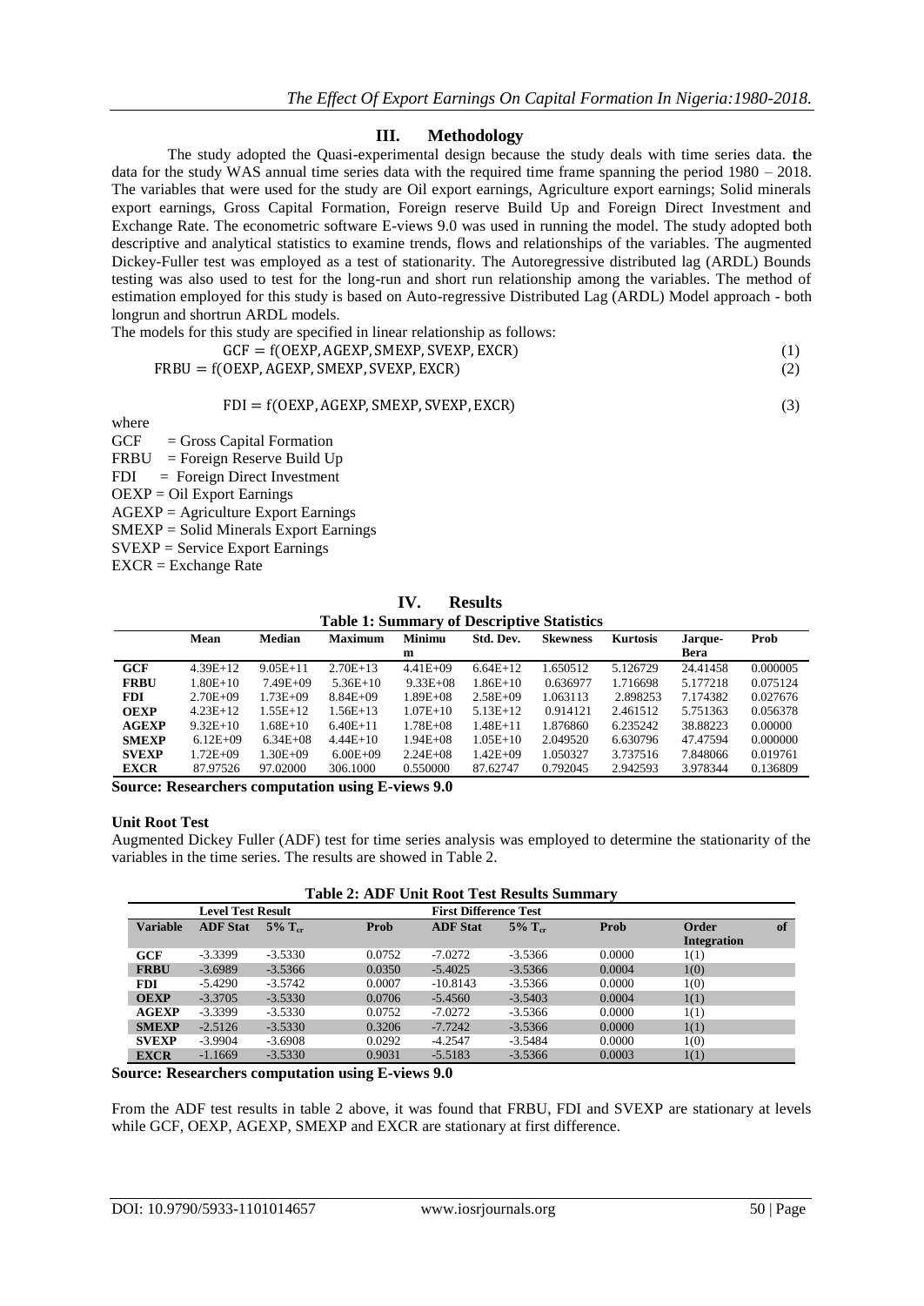## III. Methodology

The study adopted the Quasi-experimental design because the study deals with time series data. the data for the study WAS annual time series data with the required time frame spanning the period 1980 – 2018. The variables that were used for the study are Oil export earnings, Agriculture export earnings; Solid minerals export earnings, Gross Capital Formation, Foreign reserve Build Up and Foreign Direct Investment and Exchange Rate. The econometric software E-views 9.0 was used in running the model. The study adopted both descriptive and analytical statistics to examine trends, flows and relationships of the variables. The augmented Dickey-Fuller test was employed as a test of stationarity. The Autoregressive distributed lag (ARDL) Bounds testing was also used to test for the long-run and short run relationship among the variables. The method of estimation employed for this study is based on Auto-regressive Distributed Lag (ARDL) Model approach - both longrun and shortrun ARDL models.

The models for this study are specified in linear relationship as follows:

$$GCF = f(OEXP, AGEXP, SMEXP, SVEXP, EXCR) \quad (1)$$

$$FRBU = f(OEXP, AGEXP, SMEXP, SVEXP, EXCR) \quad (2)$$

$$FDI = f(OEXP, AGEXP, SMEXP, SVEXP, EXCR) \quad (3)$$

where

GCF = Gross Capital Formation
FRBU = Foreign Reserve Build Up
FDI = Foreign Direct Investment
OEXP = Oil Export Earnings
AGEXP = Agriculture Export Earnings
SMEXP = Solid Minerals Export Earnings
SVEXP = Service Export Earnings
EXCR = Exchange Rate

## IV. Results

**Table 1: Summary of Descriptive Statistics**

| | Mean | Median | Maximum | Minimum | Std. Dev. | Skewness | Kurtosis | Jarque-Bera | Prob |
|---|---|---|---|---|---|---|---|---|---|
| **GCF** | 4.39E+12 | 9.05E+11 | 2.70E+13 | 4.41E+09 | 6.64E+12 | 1.650512 | 5.126729 | 24.41458 | 0.000005 |
| **FRBU** | 1.80E+10 | 7.49E+09 | 5.36E+10 | 9.33E+08 | 1.86E+10 | 0.636977 | 1.716698 | 5.177218 | 0.075124 |
| **FDI** | 2.70E+09 | 1.73E+09 | 8.84E+09 | 1.89E+08 | 2.58E+09 | 1.063113 | 2.898253 | 7.174382 | 0.027676 |
| **OEXP** | 4.23E+12 | 1.55E+12 | 1.56E+13 | 1.07E+10 | 5.13E+12 | 0.914121 | 2.461512 | 5.751363 | 0.056378 |
| **AGEXP** | 9.32E+10 | 1.68E+10 | 6.40E+11 | 1.78E+08 | 1.48E+11 | 1.876860 | 6.235242 | 38.88223 | 0.00000 |
| **SMEXP** | 6.12E+09 | 6.34E+08 | 4.44E+10 | 1.94E+08 | 1.05E+10 | 2.049520 | 6.630796 | 47.47594 | 0.000000 |
| **SVEXP** | 1.72E+09 | 1.30E+09 | 6.00E+09 | 2.24E+08 | 1.42E+09 | 1.050327 | 3.737516 | 7.848066 | 0.019761 |
| **EXCR** | 87.97526 | 97.02000 | 306.1000 | 0.550000 | 87.62747 | 0.792045 | 2.942593 | 3.978344 | 0.136809 |

**Source: Researchers computation using E-views 9.0**

**Unit Root Test**

Augmented Dickey Fuller (ADF) test for time series analysis was employed to determine the stationarity of the variables in the time series. The results are showed in Table 2.

**Table 2: ADF Unit Root Test Results Summary**

| | Level Test Result | | | First Difference Test | | | |
|---|---|---|---|---|---|---|---|
| **Variable** | **ADF Stat** | **5% $T_{cr}$** | **Prob** | **ADF Stat** | **5% $T_{cr}$** | **Prob** | **Order of Integration** |
| **GCF** | -3.3399 | -3.5330 | 0.0752 | -7.0272 | -3.5366 | 0.0000 | 1(1) |
| **FRBU** | -3.6989 | -3.5366 | 0.0350 | -5.4025 | -3.5366 | 0.0004 | 1(0) |
| **FDI** | -5.4290 | -3.5742 | 0.0007 | -10.8143 | -3.5366 | 0.0000 | 1(0) |
| **OEXP** | -3.3705 | -3.5330 | 0.0706 | -5.4560 | -3.5403 | 0.0004 | 1(1) |
| **AGEXP** | -3.3399 | -3.5330 | 0.0752 | -7.0272 | -3.5366 | 0.0000 | 1(1) |
| **SMEXP** | -2.5126 | -3.5330 | 0.3206 | -7.7242 | -3.5366 | 0.0000 | 1(1) |
| **SVEXP** | -3.9904 | -3.6908 | 0.0292 | -4.2547 | -3.5484 | 0.0000 | 1(0) |
| **EXCR** | -1.1669 | -3.5330 | 0.9031 | -5.5183 | -3.5366 | 0.0003 | 1(1) |

**Source: Researchers computation using E-views 9.0**

From the ADF test results in table 2 above, it was found that FRBU, FDI and SVEXP are stationary at levels while GCF, OEXP, AGEXP, SMEXP and EXCR are stationary at first difference.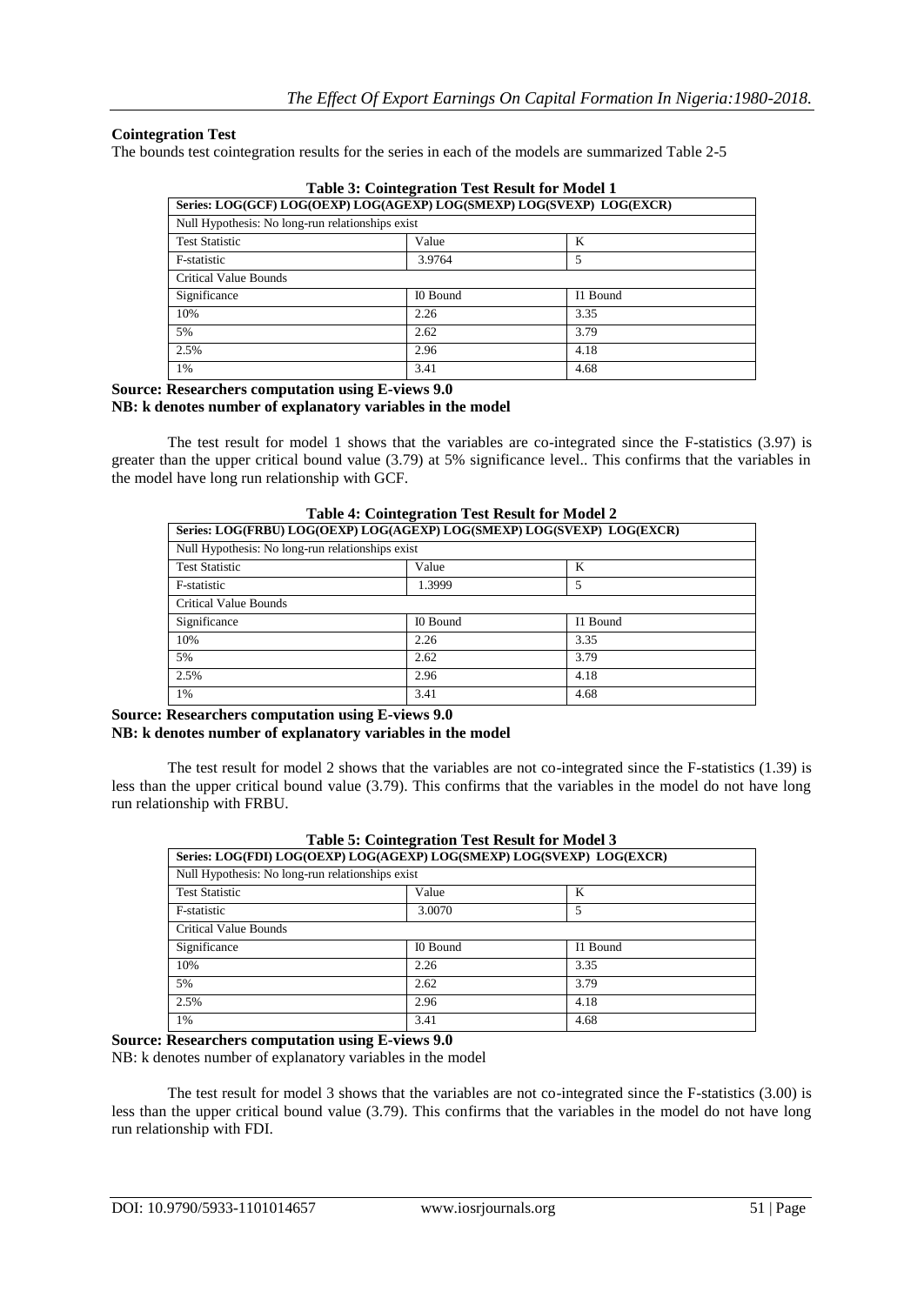**Cointegration Test**

The bounds test cointegration results for the series in each of the models are summarized Table 2-5

**Table 3: Cointegration Test Result for Model 1**

| Series: LOG(GCF) LOG(OEXP) LOG(AGEXP) LOG(SMEXP) LOG(SVEXP) LOG(EXCR) | | |
|---|---|---|
| Null Hypothesis: No long-run relationships exist | | |
| Test Statistic | Value | K |
| F-statistic | 3.9764 | 5 |
| Critical Value Bounds | | |
| Significance | I0 Bound | I1 Bound |
| 10% | 2.26 | 3.35 |
| 5% | 2.62 | 3.79 |
| 2.5% | 2.96 | 4.18 |
| 1% | 3.41 | 4.68 |

**Source: Researchers computation using E-views 9.0**
**NB: k denotes number of explanatory variables in the model**

The test result for model 1 shows that the variables are co-integrated since the F-statistics (3.97) is greater than the upper critical bound value (3.79) at 5% significance level.. This confirms that the variables in the model have long run relationship with GCF.

**Table 4: Cointegration Test Result for Model 2**

| Series: LOG(FRBU) LOG(OEXP) LOG(AGEXP) LOG(SMEXP) LOG(SVEXP) LOG(EXCR) | | |
|---|---|---|
| Null Hypothesis: No long-run relationships exist | | |
| Test Statistic | Value | K |
| F-statistic | 1.3999 | 5 |
| Critical Value Bounds | | |
| Significance | I0 Bound | I1 Bound |
| 10% | 2.26 | 3.35 |
| 5% | 2.62 | 3.79 |
| 2.5% | 2.96 | 4.18 |
| 1% | 3.41 | 4.68 |

**Source: Researchers computation using E-views 9.0**
**NB: k denotes number of explanatory variables in the model**

The test result for model 2 shows that the variables are not co-integrated since the F-statistics (1.39) is less than the upper critical bound value (3.79). This confirms that the variables in the model do not have long run relationship with FRBU.

**Table 5: Cointegration Test Result for Model 3**

| Series: LOG(FDI) LOG(OEXP) LOG(AGEXP) LOG(SMEXP) LOG(SVEXP) LOG(EXCR) | | |
|---|---|---|
| Null Hypothesis: No long-run relationships exist | | |
| Test Statistic | Value | K |
| F-statistic | 3.0070 | 5 |
| Critical Value Bounds | | |
| Significance | I0 Bound | I1 Bound |
| 10% | 2.26 | 3.35 |
| 5% | 2.62 | 3.79 |
| 2.5% | 2.96 | 4.18 |
| 1% | 3.41 | 4.68 |

**Source: Researchers computation using E-views 9.0**
NB: k denotes number of explanatory variables in the model

The test result for model 3 shows that the variables are not co-integrated since the F-statistics (3.00) is less than the upper critical bound value (3.79). This confirms that the variables in the model do not have long run relationship with FDI.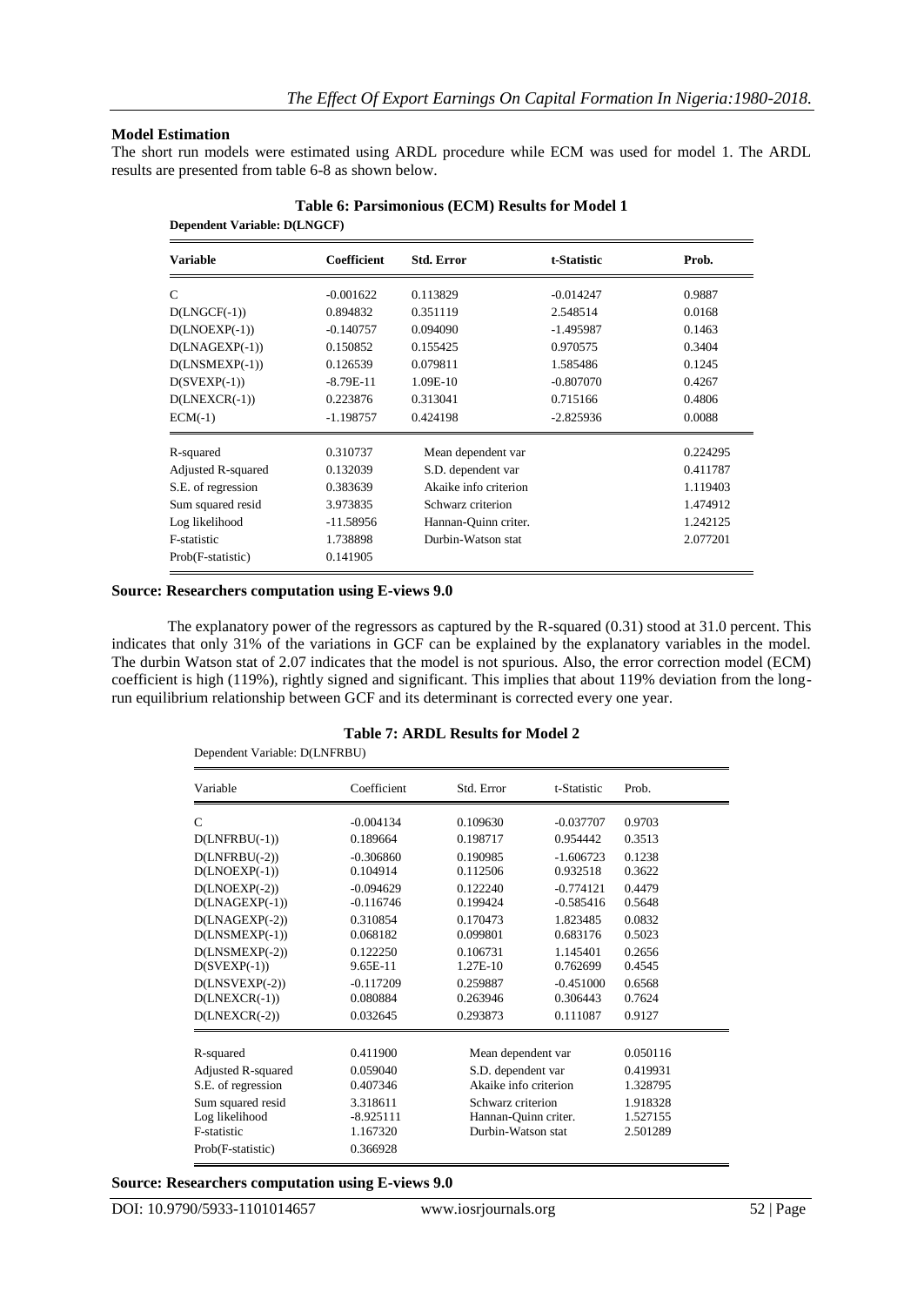**Model Estimation**

The short run models were estimated using ARDL procedure while ECM was used for model 1. The ARDL results are presented from table 6-8 as shown below.

**Table 6: Parsimonious (ECM) Results for Model 1**

**Dependent Variable: D(LNGCF)**

| Variable | Coefficient | Std. Error | t-Statistic | Prob. |
|---|---|---|---|---|
| C | -0.001622 | 0.113829 | -0.014247 | 0.9887 |
| D(LNGCF(-1)) | 0.894832 | 0.351119 | 2.548514 | 0.0168 |
| D(LNOEXP(-1)) | -0.140757 | 0.094090 | -1.495987 | 0.1463 |
| D(LNAGEXP(-1)) | 0.150852 | 0.155425 | 0.970575 | 0.3404 |
| D(LNSMEXP(-1)) | 0.126539 | 0.079811 | 1.585486 | 0.1245 |
| D(SVEXP(-1)) | -8.79E-11 | 1.09E-10 | -0.807070 | 0.4267 |
| D(LNEXCR(-1)) | 0.223876 | 0.313041 | 0.715166 | 0.4806 |
| ECM(-1) | -1.198757 | 0.424198 | -2.825936 | 0.0088 |
| R-squared | 0.310737 | Mean dependent var | | 0.224295 |
| Adjusted R-squared | 0.132039 | S.D. dependent var | | 0.411787 |
| S.E. of regression | 0.383639 | Akaike info criterion | | 1.119403 |
| Sum squared resid | 3.973835 | Schwarz criterion | | 1.474912 |
| Log likelihood | -11.58956 | Hannan-Quinn criter. | | 1.242125 |
| F-statistic | 1.738898 | Durbin-Watson stat | | 2.077201 |
| Prob(F-statistic) | 0.141905 | | | |

**Source: Researchers computation using E-views 9.0**

The explanatory power of the regressors as captured by the R-squared (0.31) stood at 31.0 percent. This indicates that only 31% of the variations in GCF can be explained by the explanatory variables in the model. The durbin Watson stat of 2.07 indicates that the model is not spurious. Also, the error correction model (ECM) coefficient is high (119%), rightly signed and significant. This implies that about 119% deviation from the long-run equilibrium relationship between GCF and its determinant is corrected every one year.

**Table 7: ARDL Results for Model 2**

Dependent Variable: D(LNFRBU)

| Variable | Coefficient | Std. Error | t-Statistic | Prob. |
|---|---|---|---|---|
| C | -0.004134 | 0.109630 | -0.037707 | 0.9703 |
| D(LNFRBU(-1)) | 0.189664 | 0.198717 | 0.954442 | 0.3513 |
| D(LNFRBU(-2)) | -0.306860 | 0.190985 | -1.606723 | 0.1238 |
| D(LNOEXP(-1)) | 0.104914 | 0.112506 | 0.932518 | 0.3622 |
| D(LNOEXP(-2)) | -0.094629 | 0.122240 | -0.774121 | 0.4479 |
| D(LNAGEXP(-1)) | -0.116746 | 0.199424 | -0.585416 | 0.5648 |
| D(LNAGEXP(-2)) | 0.310854 | 0.170473 | 1.823485 | 0.0832 |
| D(LNSMEXP(-1)) | 0.068182 | 0.099801 | 0.683176 | 0.5023 |
| D(LNSMEXP(-2)) | 0.122250 | 0.106731 | 1.145401 | 0.2656 |
| D(SVEXP(-1)) | 9.65E-11 | 1.27E-10 | 0.762699 | 0.4545 |
| D(LNSVEXP(-2)) | -0.117209 | 0.259887 | -0.451000 | 0.6568 |
| D(LNEXCR(-1)) | 0.080884 | 0.263946 | 0.306443 | 0.7624 |
| D(LNEXCR(-2)) | 0.032645 | 0.293873 | 0.111087 | 0.9127 |
| R-squared | 0.411900 | Mean dependent var | | 0.050116 |
| Adjusted R-squared | 0.059040 | S.D. dependent var | | 0.419931 |
| S.E. of regression | 0.407346 | Akaike info criterion | | 1.328795 |
| Sum squared resid | 3.318611 | Schwarz criterion | | 1.918328 |
| Log likelihood | -8.925111 | Hannan-Quinn criter. | | 1.527155 |
| F-statistic | 1.167320 | Durbin-Watson stat | | 2.501289 |
| Prob(F-statistic) | 0.366928 | | | |

**Source: Researchers computation using E-views 9.0**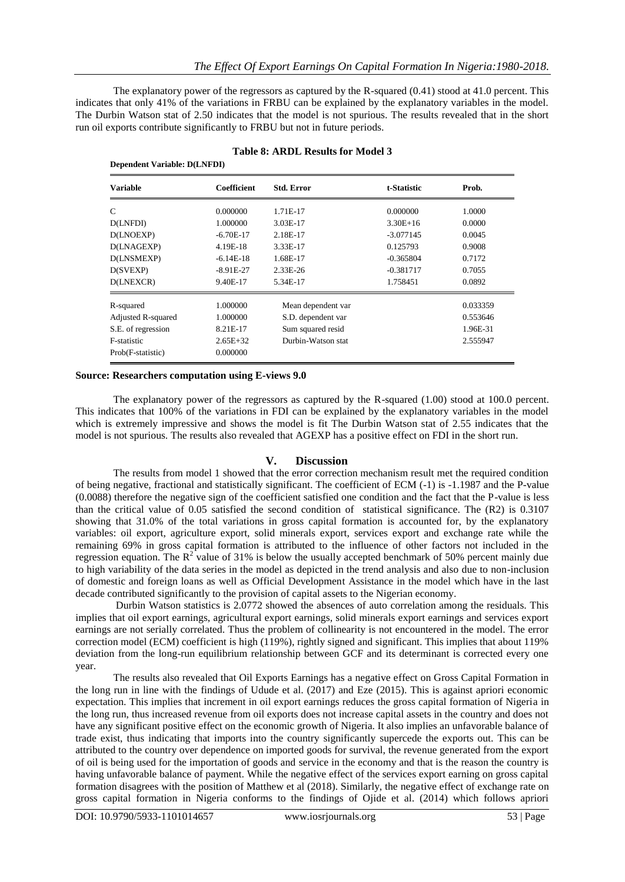The explanatory power of the regressors as captured by the R-squared (0.41) stood at 41.0 percent. This indicates that only 41% of the variations in FRBU can be explained by the explanatory variables in the model. The Durbin Watson stat of 2.50 indicates that the model is not spurious. The results revealed that in the short run oil exports contribute significantly to FRBU but not in future periods.

**Table 8: ARDL Results for Model 3**

**Dependent Variable: D(LNFDI)**

| Variable | Coefficient | Std. Error | t-Statistic | Prob. |
|---|---|---|---|---|
| C | 0.000000 | 1.71E-17 | 0.000000 | 1.0000 |
| D(LNFDI) | 1.000000 | 3.03E-17 | 3.30E+16 | 0.0000 |
| D(LNOEXP) | -6.70E-17 | 2.18E-17 | -3.077145 | 0.0045 |
| D(LNAGEXP) | 4.19E-18 | 3.33E-17 | 0.125793 | 0.9008 |
| D(LNSMEXP) | -6.14E-18 | 1.68E-17 | -0.365804 | 0.7172 |
| D(SVEXP) | -8.91E-27 | 2.33E-26 | -0.381717 | 0.7055 |
| D(LNEXCR) | 9.40E-17 | 5.34E-17 | 1.758451 | 0.0892 |
| R-squared | 1.000000 | Mean dependent var | | 0.033359 |
| Adjusted R-squared | 1.000000 | S.D. dependent var | | 0.553646 |
| S.E. of regression | 8.21E-17 | Sum squared resid | | 1.96E-31 |
| F-statistic | 2.65E+32 | Durbin-Watson stat | | 2.555947 |
| Prob(F-statistic) | 0.000000 | | | |

**Source: Researchers computation using E-views 9.0**

The explanatory power of the regressors as captured by the R-squared (1.00) stood at 100.0 percent. This indicates that 100% of the variations in FDI can be explained by the explanatory variables in the model which is extremely impressive and shows the model is fit The Durbin Watson stat of 2.55 indicates that the model is not spurious. The results also revealed that AGEXP has a positive effect on FDI in the short run.

## V. Discussion

The results from model 1 showed that the error correction mechanism result met the required condition of being negative, fractional and statistically significant. The coefficient of ECM (-1) is -1.1987 and the P-value (0.0088) therefore the negative sign of the coefficient satisfied one condition and the fact that the P-value is less than the critical value of 0.05 satisfied the second condition of statistical significance. The (R2) is 0.3107 showing that 31.0% of the total variations in gross capital formation is accounted for, by the explanatory variables: oil export, agriculture export, solid minerals export, services export and exchange rate while the remaining 69% in gross capital formation is attributed to the influence of other factors not included in the regression equation. The $R^2$ value of 31% is below the usually accepted benchmark of 50% percent mainly due to high variability of the data series in the model as depicted in the trend analysis and also due to non-inclusion of domestic and foreign loans as well as Official Development Assistance in the model which have in the last decade contributed significantly to the provision of capital assets to the Nigerian economy.

Durbin Watson statistics is 2.0772 showed the absences of auto correlation among the residuals. This implies that oil export earnings, agricultural export earnings, solid minerals export earnings and services export earnings are not serially correlated. Thus the problem of collinearity is not encountered in the model. The error correction model (ECM) coefficient is high (119%), rightly signed and significant. This implies that about 119% deviation from the long-run equilibrium relationship between GCF and its determinant is corrected every one year.

The results also revealed that Oil Exports Earnings has a negative effect on Gross Capital Formation in the long run in line with the findings of Udude et al. (2017) and Eze (2015). This is against apriori economic expectation. This implies that increment in oil export earnings reduces the gross capital formation of Nigeria in the long run, thus increased revenue from oil exports does not increase capital assets in the country and does not have any significant positive effect on the economic growth of Nigeria. It also implies an unfavorable balance of trade exist, thus indicating that imports into the country significantly supercede the exports out. This can be attributed to the country over dependence on imported goods for survival, the revenue generated from the export of oil is being used for the importation of goods and service in the economy and that is the reason the country is having unfavorable balance of payment. While the negative effect of the services export earning on gross capital formation disagrees with the position of Matthew et al (2018). Similarly, the negative effect of exchange rate on gross capital formation in Nigeria conforms to the findings of Ojide et al. (2014) which follows apriori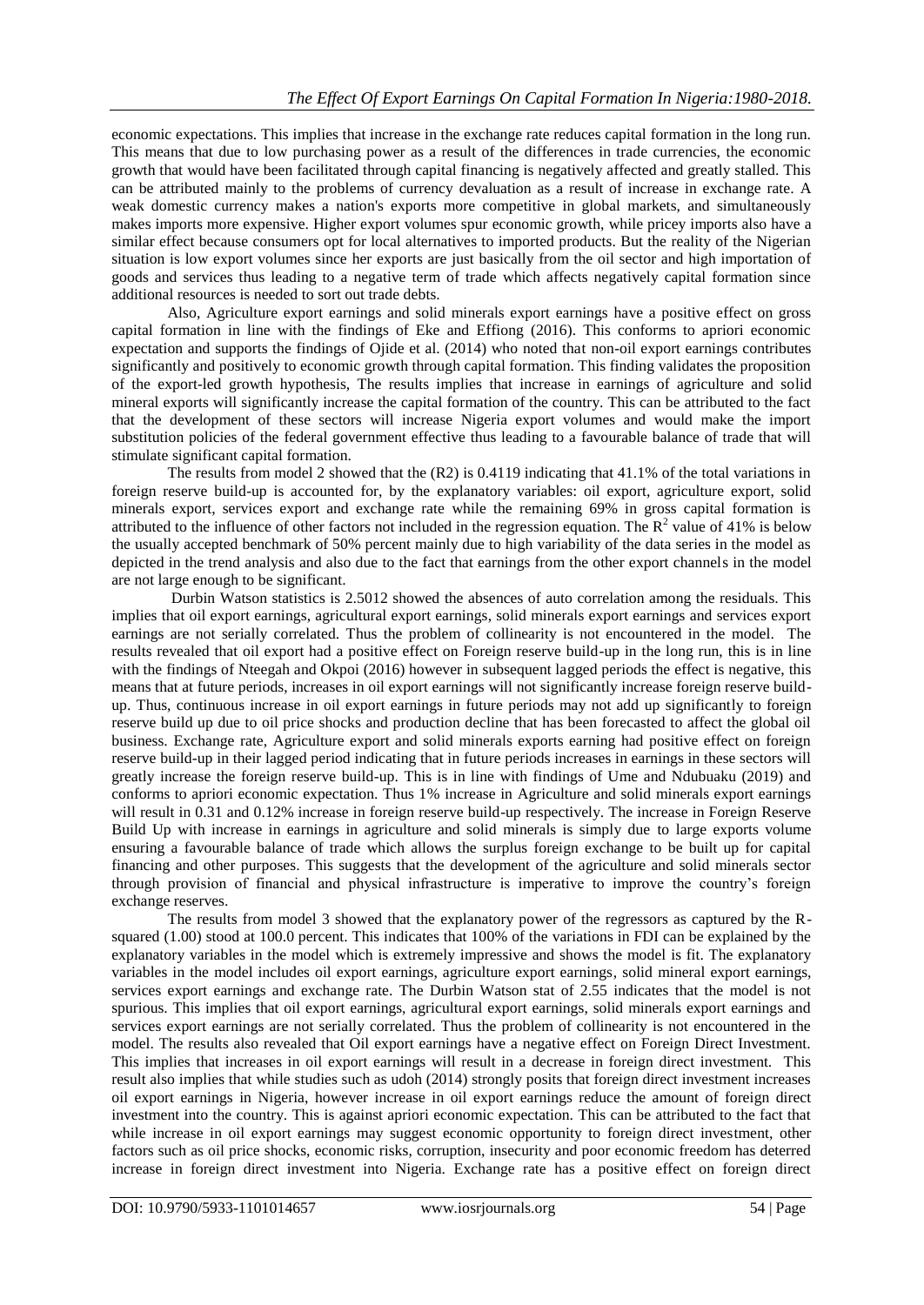economic expectations. This implies that increase in the exchange rate reduces capital formation in the long run. This means that due to low purchasing power as a result of the differences in trade currencies, the economic growth that would have been facilitated through capital financing is negatively affected and greatly stalled. This can be attributed mainly to the problems of currency devaluation as a result of increase in exchange rate. A weak domestic currency makes a nation's exports more competitive in global markets, and simultaneously makes imports more expensive. Higher export volumes spur economic growth, while pricey imports also have a similar effect because consumers opt for local alternatives to imported products. But the reality of the Nigerian situation is low export volumes since her exports are just basically from the oil sector and high importation of goods and services thus leading to a negative term of trade which affects negatively capital formation since additional resources is needed to sort out trade debts.

Also, Agriculture export earnings and solid minerals export earnings have a positive effect on gross capital formation in line with the findings of Eke and Effiong (2016). This conforms to apriori economic expectation and supports the findings of Ojide et al. (2014) who noted that non-oil export earnings contributes significantly and positively to economic growth through capital formation. This finding validates the proposition of the export-led growth hypothesis, The results implies that increase in earnings of agriculture and solid mineral exports will significantly increase the capital formation of the country. This can be attributed to the fact that the development of these sectors will increase Nigeria export volumes and would make the import substitution policies of the federal government effective thus leading to a favourable balance of trade that will stimulate significant capital formation.

The results from model 2 showed that the (R2) is 0.4119 indicating that 41.1% of the total variations in foreign reserve build-up is accounted for, by the explanatory variables: oil export, agriculture export, solid minerals export, services export and exchange rate while the remaining 69% in gross capital formation is attributed to the influence of other factors not included in the regression equation. The $R^2$ value of 41% is below the usually accepted benchmark of 50% percent mainly due to high variability of the data series in the model as depicted in the trend analysis and also due to the fact that earnings from the other export channels in the model are not large enough to be significant.

Durbin Watson statistics is 2.5012 showed the absences of auto correlation among the residuals. This implies that oil export earnings, agricultural export earnings, solid minerals export earnings and services export earnings are not serially correlated. Thus the problem of collinearity is not encountered in the model. The results revealed that oil export had a positive effect on Foreign reserve build-up in the long run, this is in line with the findings of Nteegah and Okpoi (2016) however in subsequent lagged periods the effect is negative, this means that at future periods, increases in oil export earnings will not significantly increase foreign reserve build-up. Thus, continuous increase in oil export earnings in future periods may not add up significantly to foreign reserve build up due to oil price shocks and production decline that has been forecasted to affect the global oil business. Exchange rate, Agriculture export and solid minerals exports earning had positive effect on foreign reserve build-up in their lagged period indicating that in future periods increases in earnings in these sectors will greatly increase the foreign reserve build-up. This is in line with findings of Ume and Ndubuaku (2019) and conforms to apriori economic expectation. Thus 1% increase in Agriculture and solid minerals export earnings will result in 0.31 and 0.12% increase in foreign reserve build-up respectively. The increase in Foreign Reserve Build Up with increase in earnings in agriculture and solid minerals is simply due to large exports volume ensuring a favourable balance of trade which allows the surplus foreign exchange to be built up for capital financing and other purposes. This suggests that the development of the agriculture and solid minerals sector through provision of financial and physical infrastructure is imperative to improve the country's foreign exchange reserves.

The results from model 3 showed that the explanatory power of the regressors as captured by the R-squared (1.00) stood at 100.0 percent. This indicates that 100% of the variations in FDI can be explained by the explanatory variables in the model which is extremely impressive and shows the model is fit. The explanatory variables in the model includes oil export earnings, agriculture export earnings, solid mineral export earnings, services export earnings and exchange rate. The Durbin Watson stat of 2.55 indicates that the model is not spurious. This implies that oil export earnings, agricultural export earnings, solid minerals export earnings and services export earnings are not serially correlated. Thus the problem of collinearity is not encountered in the model. The results also revealed that Oil export earnings have a negative effect on Foreign Direct Investment. This implies that increases in oil export earnings will result in a decrease in foreign direct investment. This result also implies that while studies such as udoh (2014) strongly posits that foreign direct investment increases oil export earnings in Nigeria, however increase in oil export earnings reduce the amount of foreign direct investment into the country. This is against apriori economic expectation. This can be attributed to the fact that while increase in oil export earnings may suggest economic opportunity to foreign direct investment, other factors such as oil price shocks, economic risks, corruption, insecurity and poor economic freedom has deterred increase in foreign direct investment into Nigeria. Exchange rate has a positive effect on foreign direct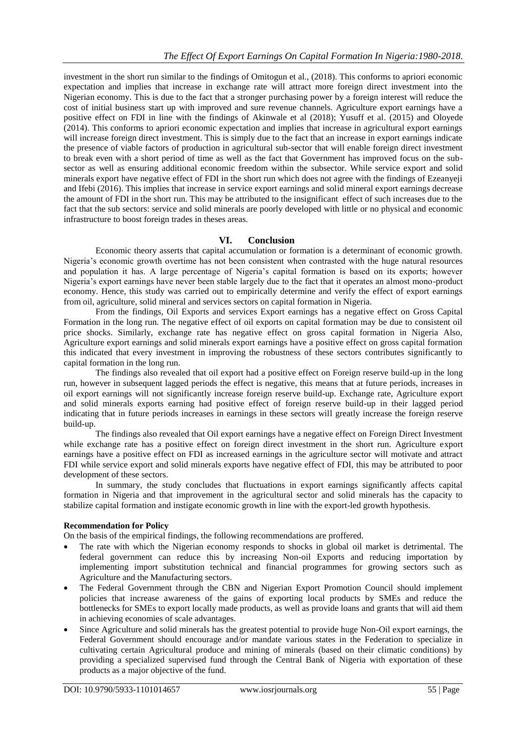investment in the short run similar to the findings of Omitogun et al., (2018). This conforms to apriori economic expectation and implies that increase in exchange rate will attract more foreign direct investment into the Nigerian economy. This is due to the fact that a stronger purchasing power by a foreign interest will reduce the cost of initial business start up with improved and sure revenue channels. Agriculture export earnings have a positive effect on FDI in line with the findings of Akinwale et al (2018); Yusuff et al. (2015) and Oloyede (2014). This conforms to apriori economic expectation and implies that increase in agricultural export earnings will increase foreign direct investment. This is simply due to the fact that an increase in export earnings indicate the presence of viable factors of production in agricultural sub-sector that will enable foreign direct investment to break even with a short period of time as well as the fact that Government has improved focus on the sub-sector as well as ensuring additional economic freedom within the subsector. While service export and solid minerals export have negative effect of FDI in the short run which does not agree with the findings of Ezeanyeji and Ifebi (2016). This implies that increase in service export earnings and solid mineral export earnings decrease the amount of FDI in the short run. This may be attributed to the insignificant effect of such increases due to the fact that the sub sectors: service and solid minerals are poorly developed with little or no physical and economic infrastructure to boost foreign trades in theses areas.

## VI. Conclusion

Economic theory asserts that capital accumulation or formation is a determinant of economic growth. Nigeria's economic growth overtime has not been consistent when contrasted with the huge natural resources and population it has. A large percentage of Nigeria's capital formation is based on its exports; however Nigeria's export earnings have never been stable largely due to the fact that it operates an almost mono-product economy. Hence, this study was carried out to empirically determine and verify the effect of export earnings from oil, agriculture, solid mineral and services sectors on capital formation in Nigeria.

From the findings, Oil Exports and services Export earnings has a negative effect on Gross Capital Formation in the long run. The negative effect of oil exports on capital formation may be due to consistent oil price shocks. Similarly, exchange rate has negative effect on gross capital formation in Nigeria Also, Agriculture export earnings and solid minerals export earnings have a positive effect on gross capital formation this indicated that every investment in improving the robustness of these sectors contributes significantly to capital formation in the long run.

The findings also revealed that oil export had a positive effect on Foreign reserve build-up in the long run, however in subsequent lagged periods the effect is negative, this means that at future periods, increases in oil export earnings will not significantly increase foreign reserve build-up. Exchange rate, Agriculture export and solid minerals exports earning had positive effect of foreign reserve build-up in their lagged period indicating that in future periods increases in earnings in these sectors will greatly increase the foreign reserve build-up.

The findings also revealed that Oil export earnings have a negative effect on Foreign Direct Investment while exchange rate has a positive effect on foreign direct investment in the short run. Agriculture export earnings have a positive effect on FDI as increased earnings in the agriculture sector will motivate and attract FDI while service export and solid minerals exports have negative effect of FDI, this may be attributed to poor development of these sectors.

In summary, the study concludes that fluctuations in export earnings significantly affects capital formation in Nigeria and that improvement in the agricultural sector and solid minerals has the capacity to stabilize capital formation and instigate economic growth in line with the export-led growth hypothesis.

**Recommendation for Policy**

On the basis of the empirical findings, the following recommendations are proffered.

- The rate with which the Nigerian economy responds to shocks in global oil market is detrimental. The federal government can reduce this by increasing Non-oil Exports and reducing importation by implementing import substitution technical and financial programmes for growing sectors such as Agriculture and the Manufacturing sectors.
- The Federal Government through the CBN and Nigerian Export Promotion Council should implement policies that increase awareness of the gains of exporting local products by SMEs and reduce the bottlenecks for SMEs to export locally made products, as well as provide loans and grants that will aid them in achieving economies of scale advantages.
- Since Agriculture and solid minerals has the greatest potential to provide huge Non-Oil export earnings, the Federal Government should encourage and/or mandate various states in the Federation to specialize in cultivating certain Agricultural produce and mining of minerals (based on their climatic conditions) by providing a specialized supervised fund through the Central Bank of Nigeria with exportation of these products as a major objective of the fund.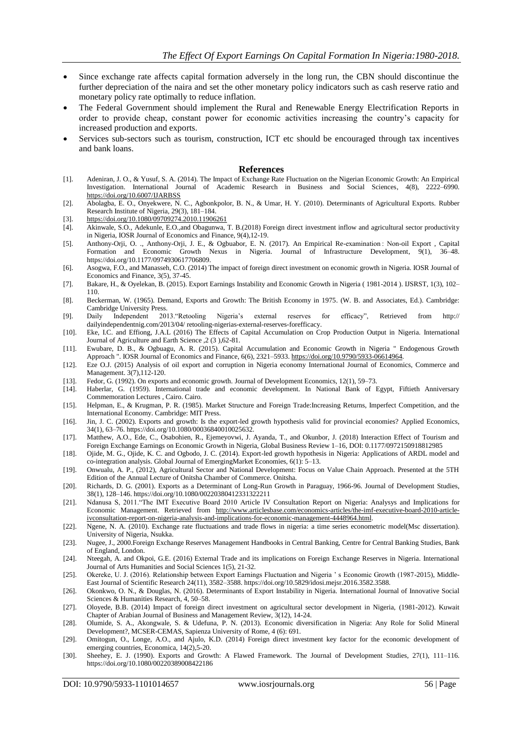- Since exchange rate affects capital formation adversely in the long run, the CBN should discontinue the further depreciation of the naira and set the other monetary policy indicators such as cash reserve ratio and monetary policy rate optimally to reduce inflation.
- The Federal Government should implement the Rural and Renewable Energy Electrification Reports in order to provide cheap, constant power for economic activities increasing the country's capacity for increased production and exports.
- Services sub-sectors such as tourism, construction, ICT etc should be encouraged through tax incentives and bank loans.

## References

[1]. Adeniran, J. O., & Yusuf, S. A. (2014). The Impact of Exchange Rate Fluctuation on the Nigerian Economic Growth: An Empirical Investigation. International Journal of Academic Research in Business and Social Sciences, 4(8), 2222–6990. https://doi.org/10.6007/IJARBSS

[2]. Abolagba, E. O., Onyekwere, N. C., Agbonkpolor, B. N., & Umar, H. Y. (2010). Determinants of Agricultural Exports. Rubber Research Institute of Nigeria, 29(3), 181–184.

[3]. https://doi.org/10.1080/09709274.2010.11906261

[4]. Akinwale, S.O., Adekunle, E.O.,and Obagunwa, T. B.(2018) Foreign direct investment inflow and agricultural sector productivity in Nigeria, IOSR Journal of Economics and Finance, 9(4),12-19.

[5]. Anthony-Orji, O. ., Anthony-Orji, J. E., & Ogbuabor, E. N. (2017). An Empirical Re-examination : Non-oil Export , Capital Formation and Economic Growth Nexus in Nigeria. Journal of Infrastructure Development, 9(1), 36–48. https://doi.org/10.1177/0974930617706809.

[6]. Asogwa, F.O., and Manasseh, C.O. (2014) The impact of foreign direct investment on economic growth in Nigeria. IOSR Journal of Economics and Finance, 3(5), 37-45.

[7]. Bakare, H., & Oyelekan, B. (2015). Export Earnings Instability and Economic Growth in Nigeria ( 1981-2014 ). IJSRST, 1(3), 102–110.

[8]. Beckerman, W. (1965). Demand, Exports and Growth: The British Economy in 1975. (W. B. and Associates, Ed.). Cambridge: Cambridge University Press.

[9]. Daily Independent 2013."Retooling Nigeria's external reserves for efficacy", Retrieved from http:// dailyindependentnig.com/2013/04/ retooling-nigerias-external-reserves-forefficacy.

[10]. Eke, I.C. and Effiong, J.A.L (2016) The Effects of Capital Accumulation on Crop Production Output in Nigeria. International Journal of Agriculture and Earth Science ,2 (3 ),62-81.

[11]. Ewubare, D. B., & Ogbuagu, A. R. (2015). Capital Accumulation and Economic Growth in Nigeria " Endogenous Growth Approach ". IOSR Journal of Economics and Finance, 6(6), 2321–5933. https://doi.org/10.9790/5933-06614964.

[12]. Eze O.J. (2015) Analysis of oil export and corruption in Nigeria economy International Journal of Economics, Commerce and Management. 3(7),112-120.

[13]. Fedor, G. (1992). On exports and economic growth. Journal of Development Economics, 12(1), 59–73.

[14]. Haberlar, G. (1959). International trade and economic development. In National Bank of Egypt, Fiftieth Anniversary Commemoration Lectures , Cairo. Cairo.

[15]. Helpman, E., & Krugman, P. R. (1985). Market Structure and Foreign Trade:Increasing Returns, Imperfect Competition, and the International Economy. Cambridge: MIT Press.

[16]. Jin, J. C. (2002). Exports and growth: Is the export-led growth hypothesis valid for provincial economies? Applied Economics, 34(1), 63–76. https://doi.org/10.1080/00036840010025632.

[17]. Matthew, A.O., Ede, C., Osabohien, R., Ejemeyovwi, J. Ayanda, T., and Okunbor, J. (2018) Interaction Effect of Tourism and Foreign Exchange Earnings on Economic Growth in Nigeria, Global Business Review 1–16, DOI: 0.1177/0972150918812985

[18]. Ojide, M. G., Ojide, K. C. and Ogbodo, J. C. (2014). Export-led growth hypothesis in Nigeria: Applications of ARDL model and co-integration analysis. Global Journal of EmergingMarket Economies, 6(1): 5–13.

[19]. Onwualu, A. P., (2012), Agricultural Sector and National Development: Focus on Value Chain Approach. Presented at the 5TH Edition of the Annual Lecture of Onitsha Chamber of Commerce. Onitsha.

[20]. Richards, D. G. (2001). Exports as a Determinant of Long-Run Growth in Paraguay, 1966-96. Journal of Development Studies, 38(1), 128–146. https://doi.org/10.1080/00220380412331322211

[21]. Ndanusa S, 2011."The IMT Executive Board 2010 Article IV Consultation Report on Nigeria: Analysys and Implications for Economic Management. Retrieved from http://www.articlesbase.com/economics-articles/the-imf-executive-board-2010-article-ivconsultation-report-on-nigeria-analysis-and-implications-for-economic-management-4448964.html.

[22]. Ngene, N. A. (2010). Exchange rate fluctuations and trade flows in nigeria: a time series econometric model(Msc dissertation). University of Nigeria, Nsukka.

[23]. Nugee, J., 2000.Foreign Exchange Reserves Management Handbooks in Central Banking, Centre for Central Banking Studies, Bank of England, London.

[24]. Nteegah, A. and Okpoi, G.E. (2016) External Trade and its implications on Foreign Exchange Reserves in Nigeria. International Journal of Arts Humanities and Social Sciences 1(5), 21-32.

[25]. Okereke, U. J. (2016). Relationship between Export Earnings Fluctuation and Nigeria ' s Economic Growth (1987-2015), Middle-East Journal of Scientific Research 24(11), 3582–3588. https://doi.org/10.5829/idosi.mejsr.2016.3582.3588.

[26]. Okonkwo, O. N., & Douglas, N. (2016). Determinants of Export Instability in Nigeria. International Journal of Innovative Social Sciences & Humanities Research, 4, 50–58.

[27]. Oloyede, B.B. (2014) Impact of foreign direct investment on agricultural sector development in Nigeria, (1981-2012). Kuwait Chapter of Arabian Journal of Business and Management Review, 3(12), 14-24.

[28]. Olumide, S. A., Akongwale, S. & Udefuna, P. N. (2013). Economic diversification in Nigeria: Any Role for Solid Mineral Development?, MCSER-CEMAS, Sapienza University of Rome, 4 (6): 691.

[29]. Omitogun, O., Longe, A.O., and Ajulo, K.D. (2014) Foreign direct investment key factor for the economic development of emerging countries, Economica, 14(2),5-20.

[30]. Sheehey, E. J. (1990). Exports and Growth: A Flawed Framework. The Journal of Development Studies, 27(1), 111–116. https://doi.org/10.1080/00220389008422186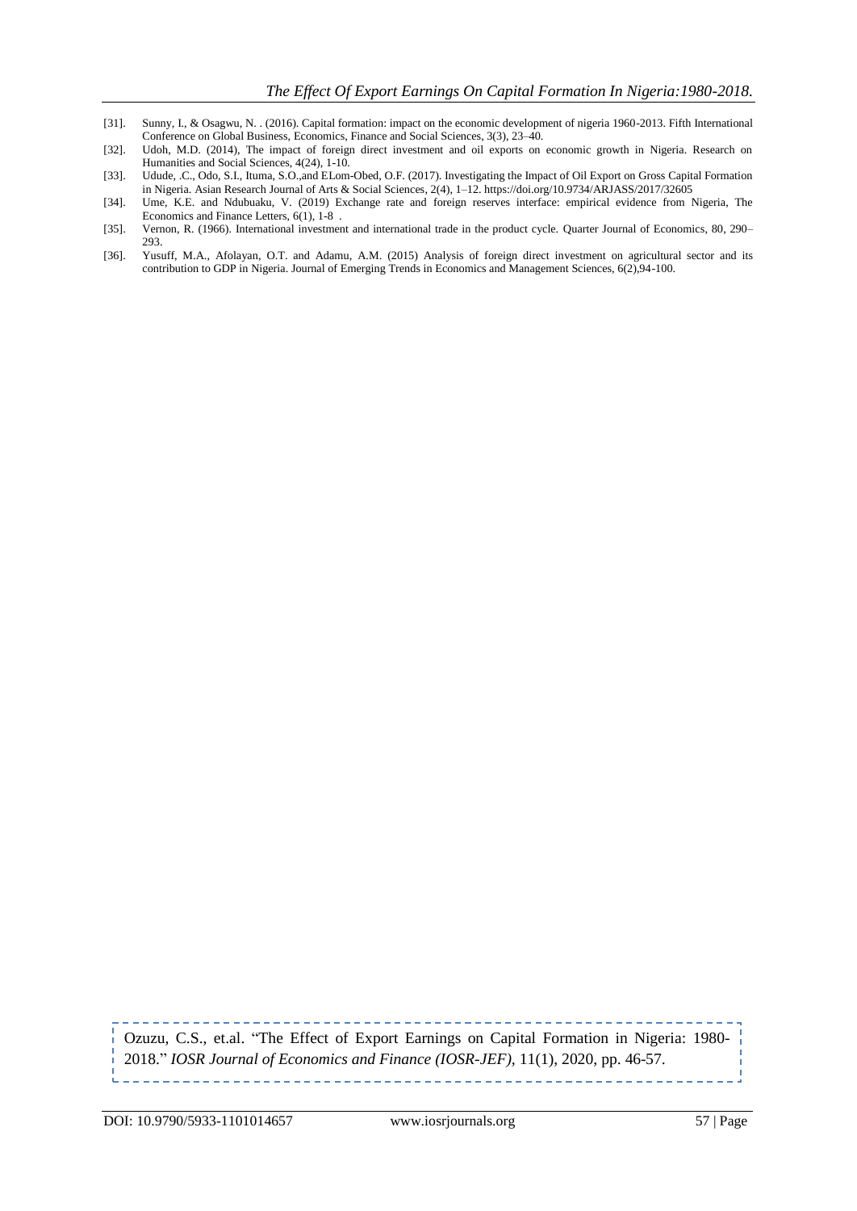[31]. Sunny, I., & Osagwu, N. . (2016). Capital formation: impact on the economic development of nigeria 1960-2013. Fifth International Conference on Global Business, Economics, Finance and Social Sciences, 3(3), 23–40.

[32]. Udoh, M.D. (2014), The impact of foreign direct investment and oil exports on economic growth in Nigeria. Research on Humanities and Social Sciences, 4(24), 1-10.

[33]. Udude, .C., Odo, S.I., Ituma, S.O.,and ELom-Obed, O.F. (2017). Investigating the Impact of Oil Export on Gross Capital Formation in Nigeria. Asian Research Journal of Arts & Social Sciences, 2(4), 1–12. https://doi.org/10.9734/ARJASS/2017/32605

[34]. Ume, K.E. and Ndubuaku, V. (2019) Exchange rate and foreign reserves interface: empirical evidence from Nigeria, The Economics and Finance Letters, 6(1), 1-8 .

[35]. Vernon, R. (1966). International investment and international trade in the product cycle. Quarter Journal of Economics, 80, 290–293.

[36]. Yusuff, M.A., Afolayan, O.T. and Adamu, A.M. (2015) Analysis of foreign direct investment on agricultural sector and its contribution to GDP in Nigeria. Journal of Emerging Trends in Economics and Management Sciences, 6(2),94-100.

Ozuzu, C.S., et.al. "The Effect of Export Earnings on Capital Formation in Nigeria: 1980-2018." *IOSR Journal of Economics and Finance (IOSR-JEF)*, 11(1), 2020, pp. 46-57.